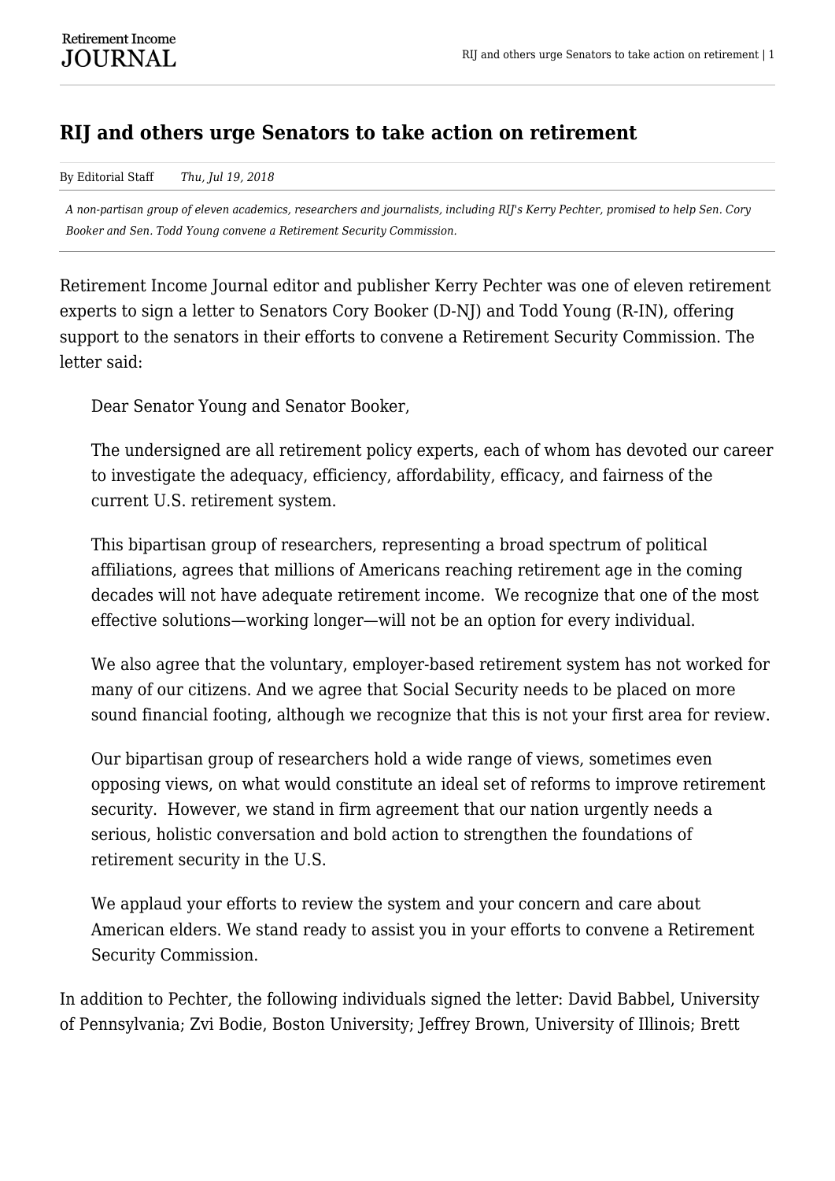# RIJ and others urge Senators to take action on retirement

By Editorial Staff *Thu, Jul 19, 2018*

*A non-partisan group of eleven academics, researchers and journalists, including RIJ's Kerry Pechter, promised to help Sen. Cory Booker and Sen. Todd Young convene a Retirement Security Commission.*

Retirement Income Journal editor and publisher Kerry Pechter was one of eleven retirement experts to sign a letter to Senators Cory Booker (D-NJ) and Todd Young (R-IN), offering support to the senators in their efforts to convene a Retirement Security Commission. The letter said:

> Dear Senator Young and Senator Booker,
>
> The undersigned are all retirement policy experts, each of whom has devoted our career to investigate the adequacy, efficiency, affordability, efficacy, and fairness of the current U.S. retirement system.
>
> This bipartisan group of researchers, representing a broad spectrum of political affiliations, agrees that millions of Americans reaching retirement age in the coming decades will not have adequate retirement income. We recognize that one of the most effective solutions—working longer—will not be an option for every individual.
>
> We also agree that the voluntary, employer-based retirement system has not worked for many of our citizens. And we agree that Social Security needs to be placed on more sound financial footing, although we recognize that this is not your first area for review.
>
> Our bipartisan group of researchers hold a wide range of views, sometimes even opposing views, on what would constitute an ideal set of reforms to improve retirement security. However, we stand in firm agreement that our nation urgently needs a serious, holistic conversation and bold action to strengthen the foundations of retirement security in the U.S.
>
> We applaud your efforts to review the system and your concern and care about American elders. We stand ready to assist you in your efforts to convene a Retirement Security Commission.

In addition to Pechter, the following individuals signed the letter: David Babbel, University of Pennsylvania; Zvi Bodie, Boston University; Jeffrey Brown, University of Illinois; Brett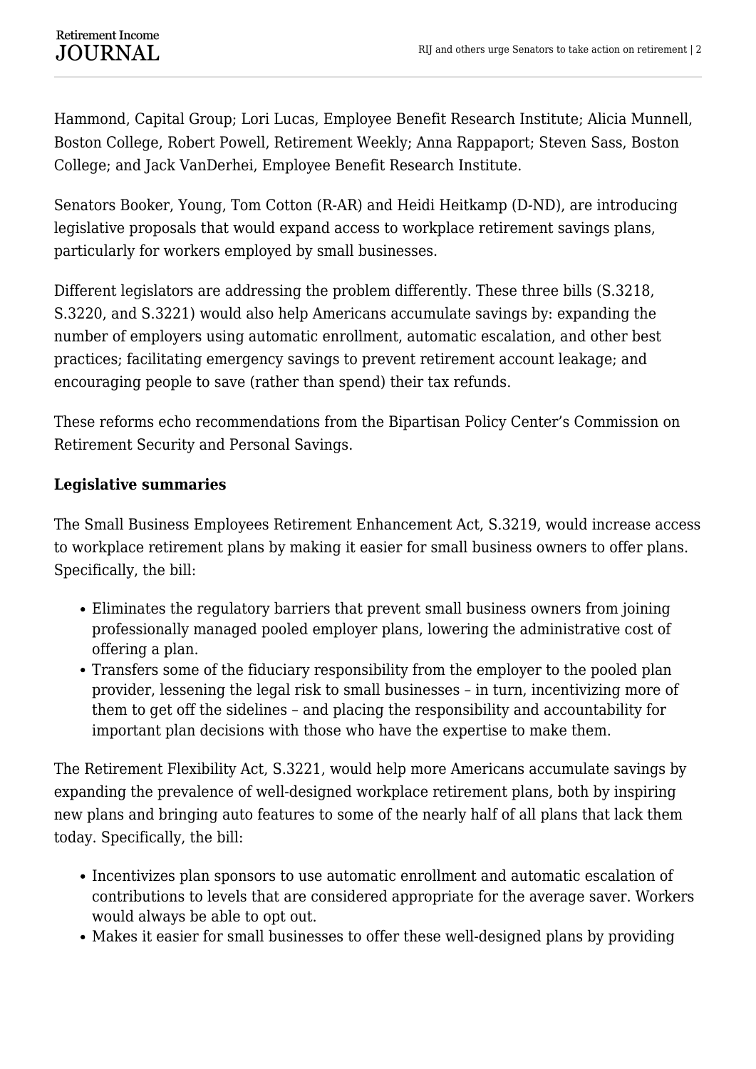Hammond, Capital Group; Lori Lucas, Employee Benefit Research Institute; Alicia Munnell, Boston College, Robert Powell, Retirement Weekly; Anna Rappaport; Steven Sass, Boston College; and Jack VanDerhei, Employee Benefit Research Institute.

Senators Booker, Young, Tom Cotton (R-AR) and Heidi Heitkamp (D-ND), are introducing legislative proposals that would expand access to workplace retirement savings plans, particularly for workers employed by small businesses.

Different legislators are addressing the problem differently. These three bills (S.3218, S.3220, and S.3221) would also help Americans accumulate savings by: expanding the number of employers using automatic enrollment, automatic escalation, and other best practices; facilitating emergency savings to prevent retirement account leakage; and encouraging people to save (rather than spend) their tax refunds.

These reforms echo recommendations from the Bipartisan Policy Center's Commission on Retirement Security and Personal Savings.

**Legislative summaries**

The Small Business Employees Retirement Enhancement Act, S.3219, would increase access to workplace retirement plans by making it easier for small business owners to offer plans. Specifically, the bill:

- Eliminates the regulatory barriers that prevent small business owners from joining professionally managed pooled employer plans, lowering the administrative cost of offering a plan.
- Transfers some of the fiduciary responsibility from the employer to the pooled plan provider, lessening the legal risk to small businesses – in turn, incentivizing more of them to get off the sidelines – and placing the responsibility and accountability for important plan decisions with those who have the expertise to make them.

The Retirement Flexibility Act, S.3221, would help more Americans accumulate savings by expanding the prevalence of well-designed workplace retirement plans, both by inspiring new plans and bringing auto features to some of the nearly half of all plans that lack them today. Specifically, the bill:

- Incentivizes plan sponsors to use automatic enrollment and automatic escalation of contributions to levels that are considered appropriate for the average saver. Workers would always be able to opt out.
- Makes it easier for small businesses to offer these well-designed plans by providing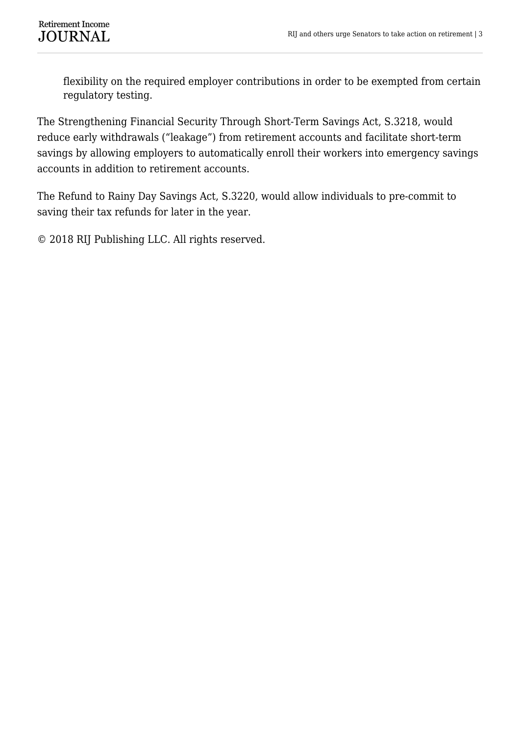flexibility on the required employer contributions in order to be exempted from certain regulatory testing.

The Strengthening Financial Security Through Short-Term Savings Act, S.3218, would reduce early withdrawals ("leakage") from retirement accounts and facilitate short-term savings by allowing employers to automatically enroll their workers into emergency savings accounts in addition to retirement accounts.

The Refund to Rainy Day Savings Act, S.3220, would allow individuals to pre-commit to saving their tax refunds for later in the year.

© 2018 RIJ Publishing LLC. All rights reserved.